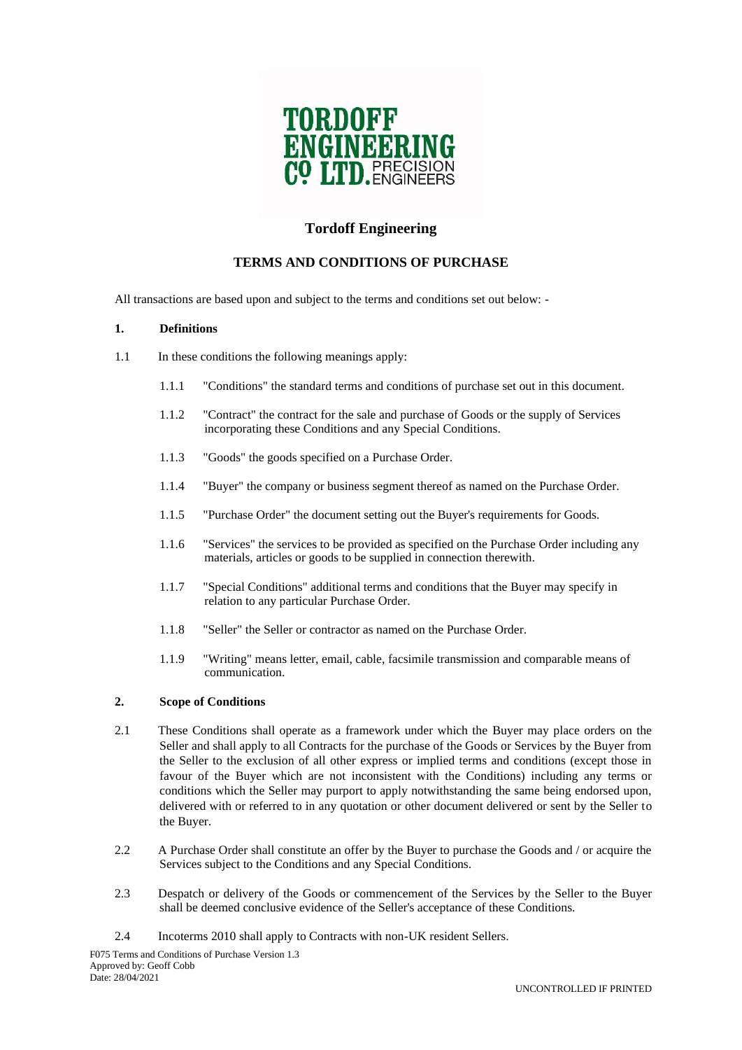# Tordoff Engineering

## TERMS AND CONDITIONS OF PURCHASE

All transactions are based upon and subject to the terms and conditions set out below: -

### 1. Definitions

1.1 In these conditions the following meanings apply:

1.1.1 "Conditions" the standard terms and conditions of purchase set out in this document.

1.1.2 "Contract" the contract for the sale and purchase of Goods or the supply of Services incorporating these Conditions and any Special Conditions.

1.1.3 "Goods" the goods specified on a Purchase Order.

1.1.4 "Buyer" the company or business segment thereof as named on the Purchase Order.

1.1.5 "Purchase Order" the document setting out the Buyer's requirements for Goods.

1.1.6 "Services" the services to be provided as specified on the Purchase Order including any materials, articles or goods to be supplied in connection therewith.

1.1.7 "Special Conditions" additional terms and conditions that the Buyer may specify in relation to any particular Purchase Order.

1.1.8 "Seller" the Seller or contractor as named on the Purchase Order.

1.1.9 "Writing" means letter, email, cable, facsimile transmission and comparable means of communication.

### 2. Scope of Conditions

2.1 These Conditions shall operate as a framework under which the Buyer may place orders on the Seller and shall apply to all Contracts for the purchase of the Goods or Services by the Buyer from the Seller to the exclusion of all other express or implied terms and conditions (except those in favour of the Buyer which are not inconsistent with the Conditions) including any terms or conditions which the Seller may purport to apply notwithstanding the same being endorsed upon, delivered with or referred to in any quotation or other document delivered or sent by the Seller to the Buyer.

2.2 A Purchase Order shall constitute an offer by the Buyer to purchase the Goods and / or acquire the Services subject to the Conditions and any Special Conditions.

2.3 Despatch or delivery of the Goods or commencement of the Services by the Seller to the Buyer shall be deemed conclusive evidence of the Seller's acceptance of these Conditions.

2.4 Incoterms 2010 shall apply to Contracts with non-UK resident Sellers.

F075 Terms and Conditions of Purchase Version 1.3
Approved by: Geoff Cobb
Date: 28/04/2021

UNCONTROLLED IF PRINTED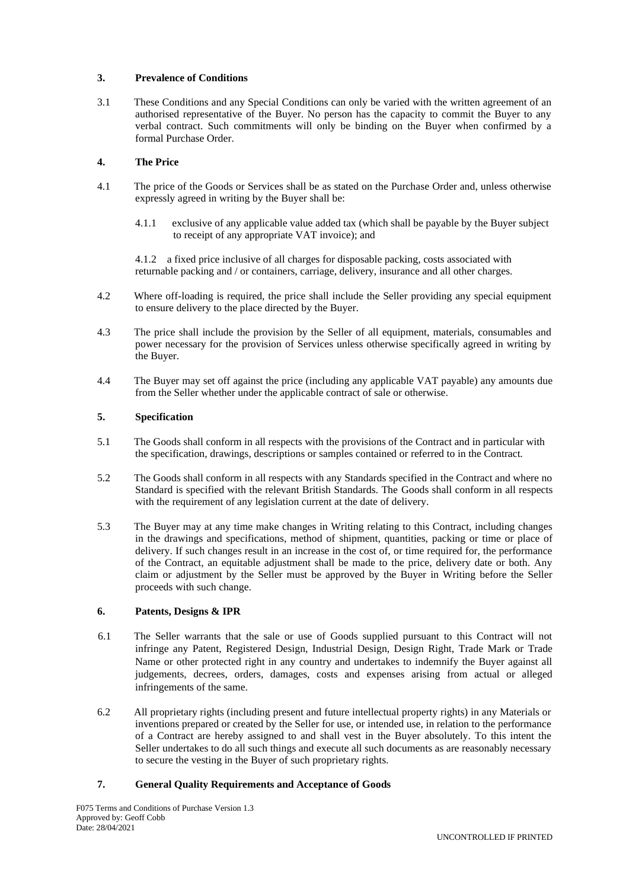## 3. Prevalence of Conditions

3.1 These Conditions and any Special Conditions can only be varied with the written agreement of an authorised representative of the Buyer. No person has the capacity to commit the Buyer to any verbal contract. Such commitments will only be binding on the Buyer when confirmed by a formal Purchase Order.

## 4. The Price

4.1 The price of the Goods or Services shall be as stated on the Purchase Order and, unless otherwise expressly agreed in writing by the Buyer shall be:

4.1.1 exclusive of any applicable value added tax (which shall be payable by the Buyer subject to receipt of any appropriate VAT invoice); and

4.1.2 a fixed price inclusive of all charges for disposable packing, costs associated with returnable packing and / or containers, carriage, delivery, insurance and all other charges.

4.2 Where off-loading is required, the price shall include the Seller providing any special equipment to ensure delivery to the place directed by the Buyer.

4.3 The price shall include the provision by the Seller of all equipment, materials, consumables and power necessary for the provision of Services unless otherwise specifically agreed in writing by the Buyer.

4.4 The Buyer may set off against the price (including any applicable VAT payable) any amounts due from the Seller whether under the applicable contract of sale or otherwise.

## 5. Specification

5.1 The Goods shall conform in all respects with the provisions of the Contract and in particular with the specification, drawings, descriptions or samples contained or referred to in the Contract.

5.2 The Goods shall conform in all respects with any Standards specified in the Contract and where no Standard is specified with the relevant British Standards. The Goods shall conform in all respects with the requirement of any legislation current at the date of delivery.

5.3 The Buyer may at any time make changes in Writing relating to this Contract, including changes in the drawings and specifications, method of shipment, quantities, packing or time or place of delivery. If such changes result in an increase in the cost of, or time required for, the performance of the Contract, an equitable adjustment shall be made to the price, delivery date or both. Any claim or adjustment by the Seller must be approved by the Buyer in Writing before the Seller proceeds with such change.

## 6. Patents, Designs & IPR

6.1 The Seller warrants that the sale or use of Goods supplied pursuant to this Contract will not infringe any Patent, Registered Design, Industrial Design, Design Right, Trade Mark or Trade Name or other protected right in any country and undertakes to indemnify the Buyer against all judgements, decrees, orders, damages, costs and expenses arising from actual or alleged infringements of the same.

6.2 All proprietary rights (including present and future intellectual property rights) in any Materials or inventions prepared or created by the Seller for use, or intended use, in relation to the performance of a Contract are hereby assigned to and shall vest in the Buyer absolutely. To this intent the Seller undertakes to do all such things and execute all such documents as are reasonably necessary to secure the vesting in the Buyer of such proprietary rights.

## 7. General Quality Requirements and Acceptance of Goods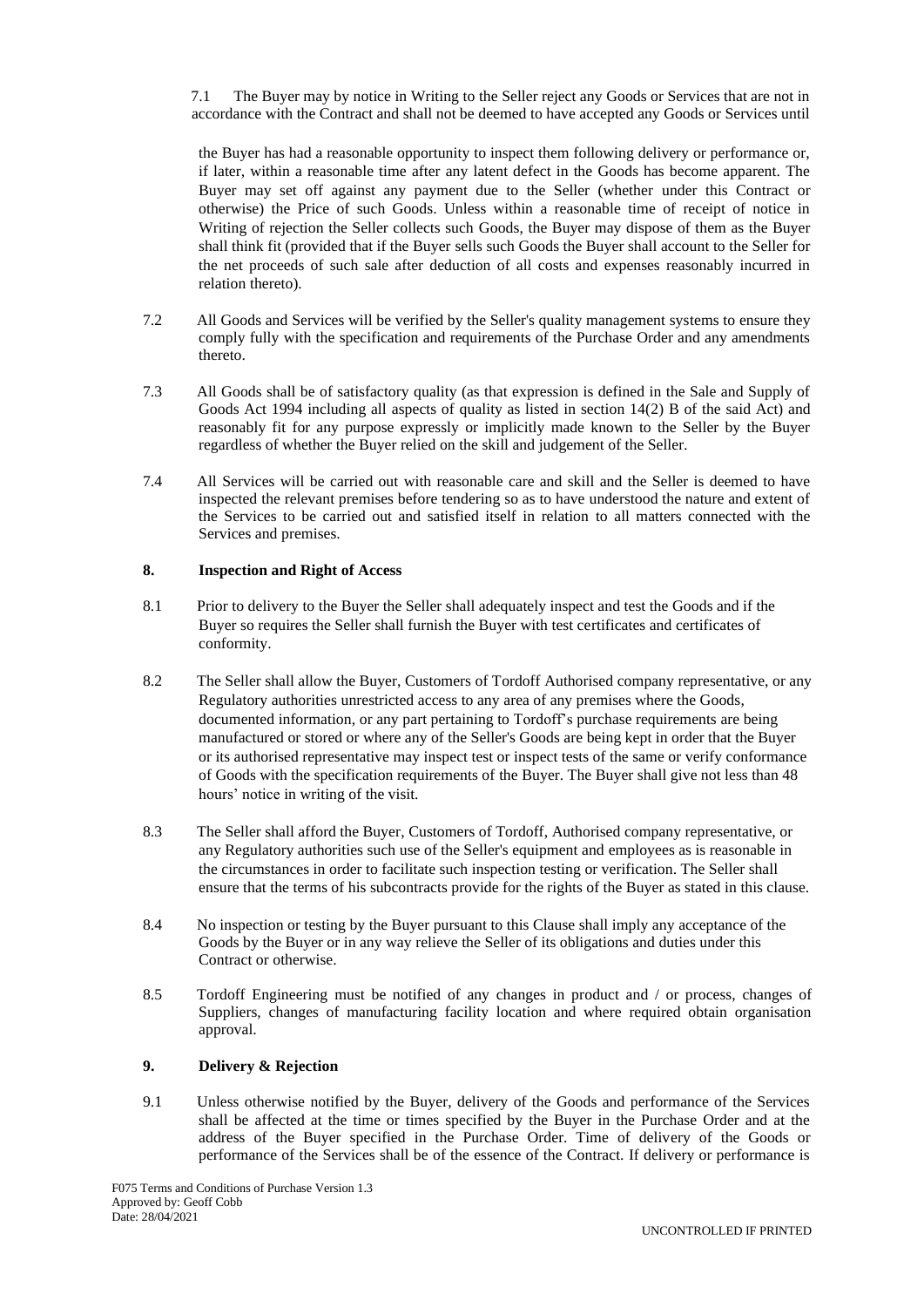7.1 The Buyer may by notice in Writing to the Seller reject any Goods or Services that are not in accordance with the Contract and shall not be deemed to have accepted any Goods or Services until the Buyer has had a reasonable opportunity to inspect them following delivery or performance or, if later, within a reasonable time after any latent defect in the Goods has become apparent. The Buyer may set off against any payment due to the Seller (whether under this Contract or otherwise) the Price of such Goods. Unless within a reasonable time of receipt of notice in Writing of rejection the Seller collects such Goods, the Buyer may dispose of them as the Buyer shall think fit (provided that if the Buyer sells such Goods the Buyer shall account to the Seller for the net proceeds of such sale after deduction of all costs and expenses reasonably incurred in relation thereto).

7.2 All Goods and Services will be verified by the Seller's quality management systems to ensure they comply fully with the specification and requirements of the Purchase Order and any amendments thereto.

7.3 All Goods shall be of satisfactory quality (as that expression is defined in the Sale and Supply of Goods Act 1994 including all aspects of quality as listed in section 14(2) B of the said Act) and reasonably fit for any purpose expressly or implicitly made known to the Seller by the Buyer regardless of whether the Buyer relied on the skill and judgement of the Seller.

7.4 All Services will be carried out with reasonable care and skill and the Seller is deemed to have inspected the relevant premises before tendering so as to have understood the nature and extent of the Services to be carried out and satisfied itself in relation to all matters connected with the Services and premises.

## 8. Inspection and Right of Access

8.1 Prior to delivery to the Buyer the Seller shall adequately inspect and test the Goods and if the Buyer so requires the Seller shall furnish the Buyer with test certificates and certificates of conformity.

8.2 The Seller shall allow the Buyer, Customers of Tordoff Authorised company representative, or any Regulatory authorities unrestricted access to any area of any premises where the Goods, documented information, or any part pertaining to Tordoff's purchase requirements are being manufactured or stored or where any of the Seller's Goods are being kept in order that the Buyer or its authorised representative may inspect test or inspect tests of the same or verify conformance of Goods with the specification requirements of the Buyer. The Buyer shall give not less than 48 hours' notice in writing of the visit.

8.3 The Seller shall afford the Buyer, Customers of Tordoff, Authorised company representative, or any Regulatory authorities such use of the Seller's equipment and employees as is reasonable in the circumstances in order to facilitate such inspection testing or verification. The Seller shall ensure that the terms of his subcontracts provide for the rights of the Buyer as stated in this clause.

8.4 No inspection or testing by the Buyer pursuant to this Clause shall imply any acceptance of the Goods by the Buyer or in any way relieve the Seller of its obligations and duties under this Contract or otherwise.

8.5 Tordoff Engineering must be notified of any changes in product and / or process, changes of Suppliers, changes of manufacturing facility location and where required obtain organisation approval.

## 9. Delivery & Rejection

9.1 Unless otherwise notified by the Buyer, delivery of the Goods and performance of the Services shall be affected at the time or times specified by the Buyer in the Purchase Order and at the address of the Buyer specified in the Purchase Order. Time of delivery of the Goods or performance of the Services shall be of the essence of the Contract. If delivery or performance is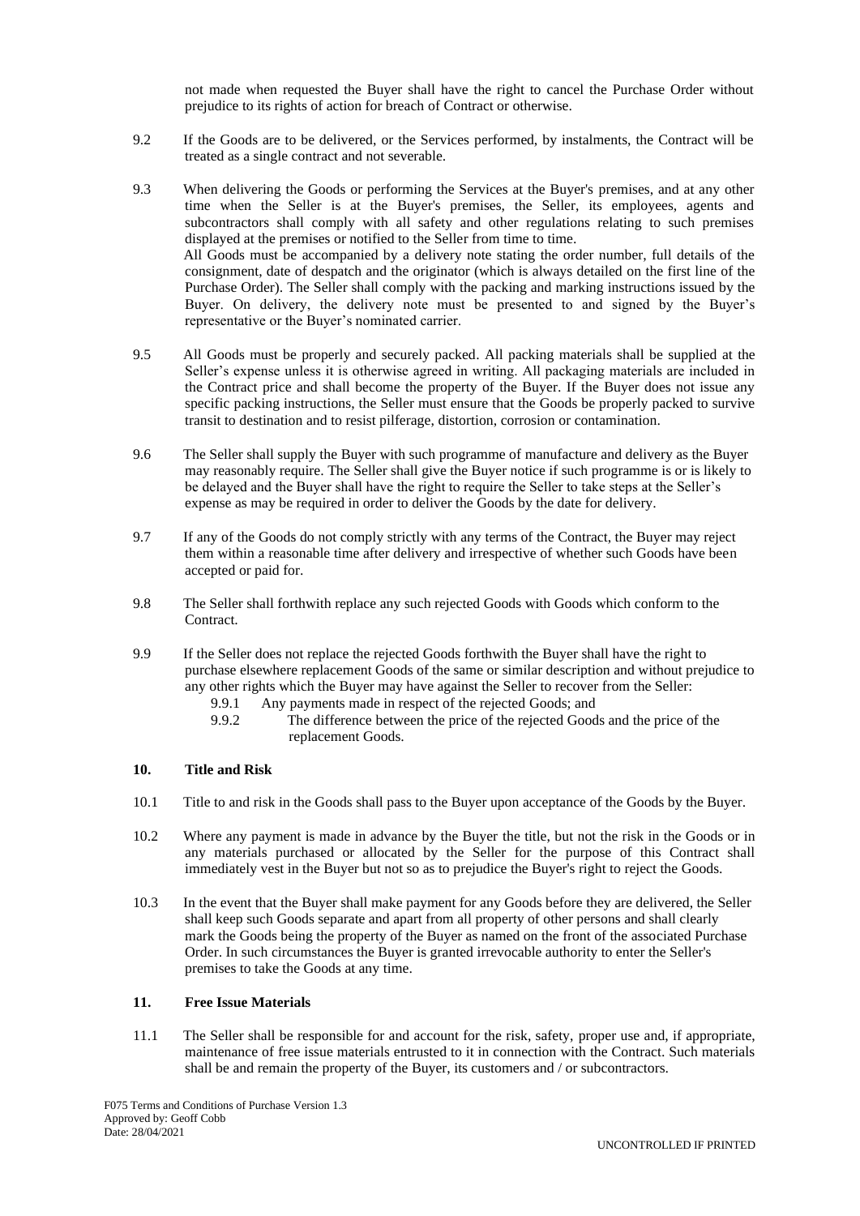not made when requested the Buyer shall have the right to cancel the Purchase Order without prejudice to its rights of action for breach of Contract or otherwise.

9.2 If the Goods are to be delivered, or the Services performed, by instalments, the Contract will be treated as a single contract and not severable.

9.3 When delivering the Goods or performing the Services at the Buyer's premises, and at any other time when the Seller is at the Buyer's premises, the Seller, its employees, agents and subcontractors shall comply with all safety and other regulations relating to such premises displayed at the premises or notified to the Seller from time to time.
All Goods must be accompanied by a delivery note stating the order number, full details of the consignment, date of despatch and the originator (which is always detailed on the first line of the Purchase Order). The Seller shall comply with the packing and marking instructions issued by the Buyer. On delivery, the delivery note must be presented to and signed by the Buyer's representative or the Buyer's nominated carrier.

9.5 All Goods must be properly and securely packed. All packing materials shall be supplied at the Seller's expense unless it is otherwise agreed in writing. All packaging materials are included in the Contract price and shall become the property of the Buyer. If the Buyer does not issue any specific packing instructions, the Seller must ensure that the Goods be properly packed to survive transit to destination and to resist pilferage, distortion, corrosion or contamination.

9.6 The Seller shall supply the Buyer with such programme of manufacture and delivery as the Buyer may reasonably require. The Seller shall give the Buyer notice if such programme is or is likely to be delayed and the Buyer shall have the right to require the Seller to take steps at the Seller's expense as may be required in order to deliver the Goods by the date for delivery.

9.7 If any of the Goods do not comply strictly with any terms of the Contract, the Buyer may reject them within a reasonable time after delivery and irrespective of whether such Goods have been accepted or paid for.

9.8 The Seller shall forthwith replace any such rejected Goods with Goods which conform to the Contract.

9.9 If the Seller does not replace the rejected Goods forthwith the Buyer shall have the right to purchase elsewhere replacement Goods of the same or similar description and without prejudice to any other rights which the Buyer may have against the Seller to recover from the Seller:

9.9.1 Any payments made in respect of the rejected Goods; and

9.9.2 The difference between the price of the rejected Goods and the price of the replacement Goods.

## 10. Title and Risk

10.1 Title to and risk in the Goods shall pass to the Buyer upon acceptance of the Goods by the Buyer.

10.2 Where any payment is made in advance by the Buyer the title, but not the risk in the Goods or in any materials purchased or allocated by the Seller for the purpose of this Contract shall immediately vest in the Buyer but not so as to prejudice the Buyer's right to reject the Goods.

10.3 In the event that the Buyer shall make payment for any Goods before they are delivered, the Seller shall keep such Goods separate and apart from all property of other persons and shall clearly mark the Goods being the property of the Buyer as named on the front of the associated Purchase Order. In such circumstances the Buyer is granted irrevocable authority to enter the Seller's premises to take the Goods at any time.

## 11. Free Issue Materials

11.1 The Seller shall be responsible for and account for the risk, safety, proper use and, if appropriate, maintenance of free issue materials entrusted to it in connection with the Contract. Such materials shall be and remain the property of the Buyer, its customers and / or subcontractors.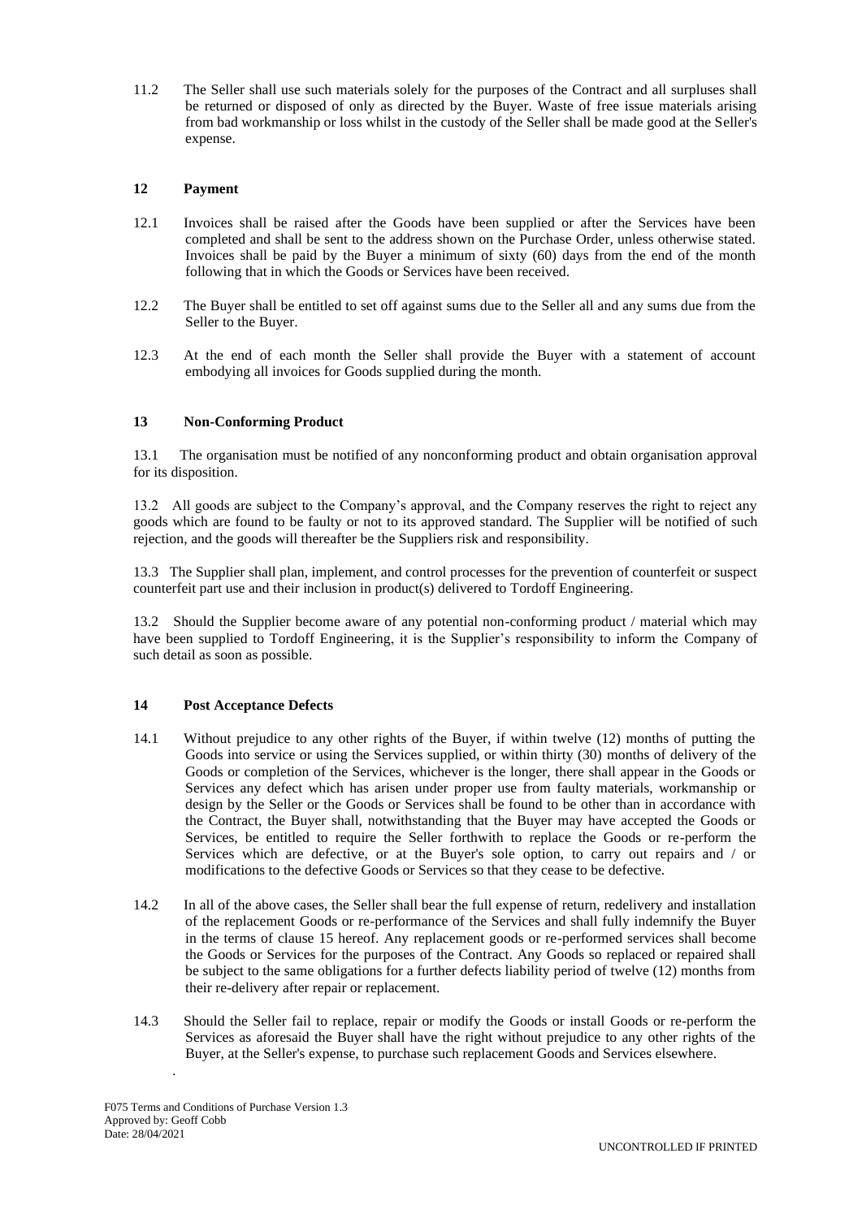11.2 The Seller shall use such materials solely for the purposes of the Contract and all surpluses shall be returned or disposed of only as directed by the Buyer. Waste of free issue materials arising from bad workmanship or loss whilst in the custody of the Seller shall be made good at the Seller's expense.

## 12 Payment

12.1 Invoices shall be raised after the Goods have been supplied or after the Services have been completed and shall be sent to the address shown on the Purchase Order, unless otherwise stated. Invoices shall be paid by the Buyer a minimum of sixty (60) days from the end of the month following that in which the Goods or Services have been received.

12.2 The Buyer shall be entitled to set off against sums due to the Seller all and any sums due from the Seller to the Buyer.

12.3 At the end of each month the Seller shall provide the Buyer with a statement of account embodying all invoices for Goods supplied during the month.

## 13 Non-Conforming Product

13.1 The organisation must be notified of any nonconforming product and obtain organisation approval for its disposition.

13.2 All goods are subject to the Company's approval, and the Company reserves the right to reject any goods which are found to be faulty or not to its approved standard. The Supplier will be notified of such rejection, and the goods will thereafter be the Suppliers risk and responsibility.

13.3 The Supplier shall plan, implement, and control processes for the prevention of counterfeit or suspect counterfeit part use and their inclusion in product(s) delivered to Tordoff Engineering.

13.2 Should the Supplier become aware of any potential non-conforming product / material which may have been supplied to Tordoff Engineering, it is the Supplier's responsibility to inform the Company of such detail as soon as possible.

## 14 Post Acceptance Defects

14.1 Without prejudice to any other rights of the Buyer, if within twelve (12) months of putting the Goods into service or using the Services supplied, or within thirty (30) months of delivery of the Goods or completion of the Services, whichever is the longer, there shall appear in the Goods or Services any defect which has arisen under proper use from faulty materials, workmanship or design by the Seller or the Goods or Services shall be found to be other than in accordance with the Contract, the Buyer shall, notwithstanding that the Buyer may have accepted the Goods or Services, be entitled to require the Seller forthwith to replace the Goods or re-perform the Services which are defective, or at the Buyer's sole option, to carry out repairs and / or modifications to the defective Goods or Services so that they cease to be defective.

14.2 In all of the above cases, the Seller shall bear the full expense of return, redelivery and installation of the replacement Goods or re-performance of the Services and shall fully indemnify the Buyer in the terms of clause 15 hereof. Any replacement goods or re-performed services shall become the Goods or Services for the purposes of the Contract. Any Goods so replaced or repaired shall be subject to the same obligations for a further defects liability period of twelve (12) months from their re-delivery after repair or replacement.

14.3 Should the Seller fail to replace, repair or modify the Goods or install Goods or re-perform the Services as aforesaid the Buyer shall have the right without prejudice to any other rights of the Buyer, at the Seller's expense, to purchase such replacement Goods and Services elsewhere.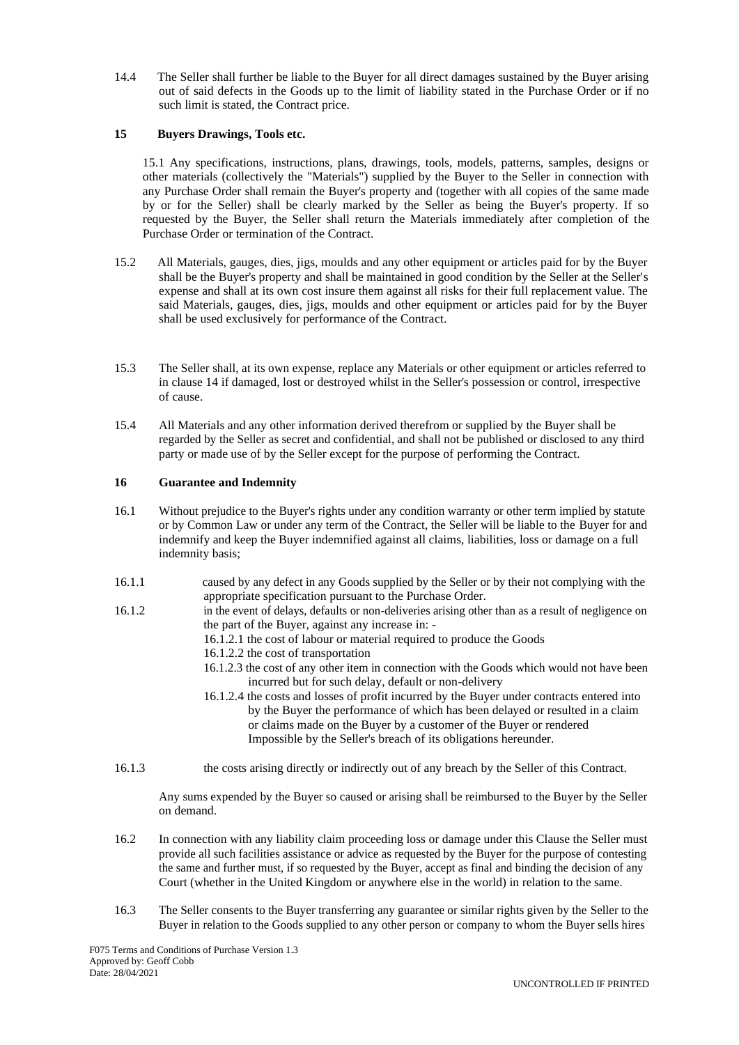14.4 The Seller shall further be liable to the Buyer for all direct damages sustained by the Buyer arising out of said defects in the Goods up to the limit of liability stated in the Purchase Order or if no such limit is stated, the Contract price.

## 15 Buyers Drawings, Tools etc.

15.1 Any specifications, instructions, plans, drawings, tools, models, patterns, samples, designs or other materials (collectively the "Materials") supplied by the Buyer to the Seller in connection with any Purchase Order shall remain the Buyer's property and (together with all copies of the same made by or for the Seller) shall be clearly marked by the Seller as being the Buyer's property. If so requested by the Buyer, the Seller shall return the Materials immediately after completion of the Purchase Order or termination of the Contract.

15.2 All Materials, gauges, dies, jigs, moulds and any other equipment or articles paid for by the Buyer shall be the Buyer's property and shall be maintained in good condition by the Seller at the Seller's expense and shall at its own cost insure them against all risks for their full replacement value. The said Materials, gauges, dies, jigs, moulds and other equipment or articles paid for by the Buyer shall be used exclusively for performance of the Contract.

15.3 The Seller shall, at its own expense, replace any Materials or other equipment or articles referred to in clause 14 if damaged, lost or destroyed whilst in the Seller's possession or control, irrespective of cause.

15.4 All Materials and any other information derived therefrom or supplied by the Buyer shall be regarded by the Seller as secret and confidential, and shall not be published or disclosed to any third party or made use of by the Seller except for the purpose of performing the Contract.

## 16 Guarantee and Indemnity

16.1 Without prejudice to the Buyer's rights under any condition warranty or other term implied by statute or by Common Law or under any term of the Contract, the Seller will be liable to the Buyer for and indemnify and keep the Buyer indemnified against all claims, liabilities, loss or damage on a full indemnity basis;

16.1.1 caused by any defect in any Goods supplied by the Seller or by their not complying with the appropriate specification pursuant to the Purchase Order.

16.1.2 in the event of delays, defaults or non-deliveries arising other than as a result of negligence on the part of the Buyer, against any increase in: -

- 16.1.2.1 the cost of labour or material required to produce the Goods
- 16.1.2.2 the cost of transportation
- 16.1.2.3 the cost of any other item in connection with the Goods which would not have been incurred but for such delay, default or non-delivery
- 16.1.2.4 the costs and losses of profit incurred by the Buyer under contracts entered into by the Buyer the performance of which has been delayed or resulted in a claim or claims made on the Buyer by a customer of the Buyer or rendered Impossible by the Seller's breach of its obligations hereunder.

16.1.3 the costs arising directly or indirectly out of any breach by the Seller of this Contract.

Any sums expended by the Buyer so caused or arising shall be reimbursed to the Buyer by the Seller on demand.

16.2 In connection with any liability claim proceeding loss or damage under this Clause the Seller must provide all such facilities assistance or advice as requested by the Buyer for the purpose of contesting the same and further must, if so requested by the Buyer, accept as final and binding the decision of any Court (whether in the United Kingdom or anywhere else in the world) in relation to the same.

16.3 The Seller consents to the Buyer transferring any guarantee or similar rights given by the Seller to the Buyer in relation to the Goods supplied to any other person or company to whom the Buyer sells hires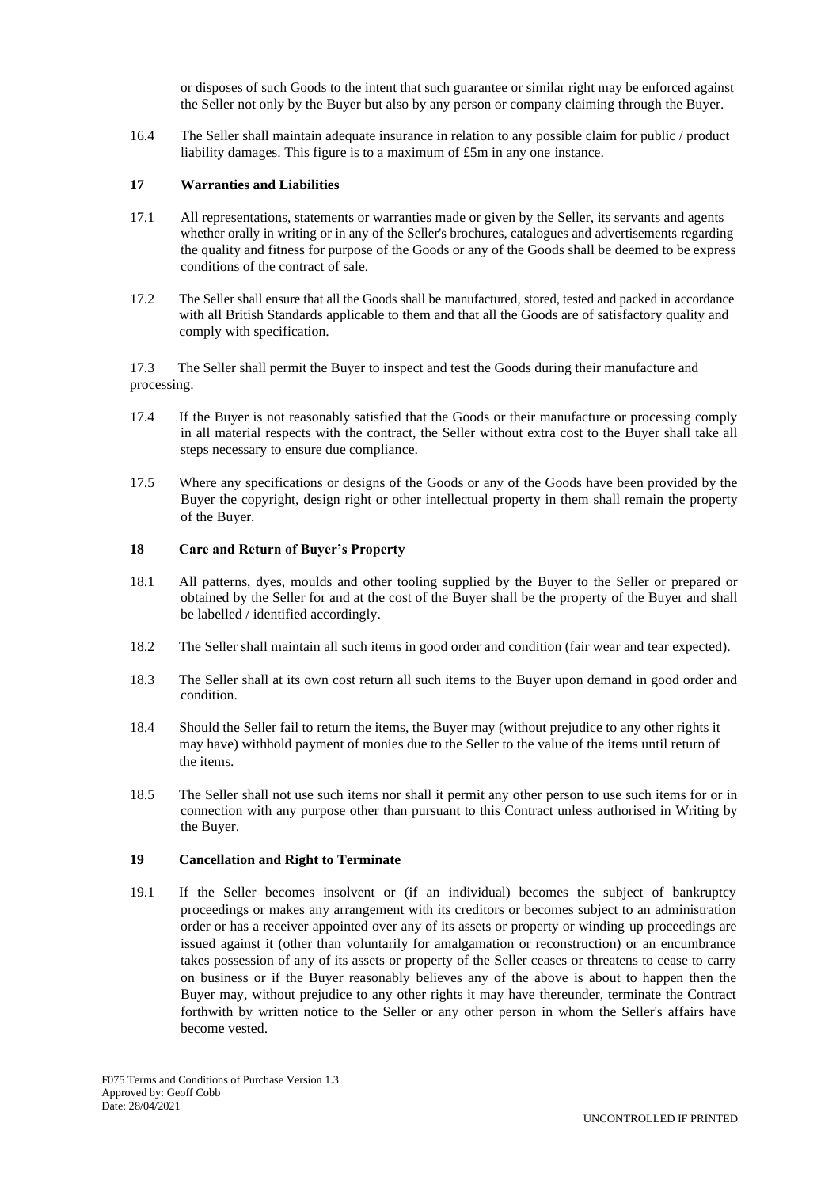or disposes of such Goods to the intent that such guarantee or similar right may be enforced against the Seller not only by the Buyer but also by any person or company claiming through the Buyer.

16.4 The Seller shall maintain adequate insurance in relation to any possible claim for public / product liability damages. This figure is to a maximum of £5m in any one instance.

### 17 Warranties and Liabilities

17.1 All representations, statements or warranties made or given by the Seller, its servants and agents whether orally in writing or in any of the Seller's brochures, catalogues and advertisements regarding the quality and fitness for purpose of the Goods or any of the Goods shall be deemed to be express conditions of the contract of sale.

17.2 The Seller shall ensure that all the Goods shall be manufactured, stored, tested and packed in accordance with all British Standards applicable to them and that all the Goods are of satisfactory quality and comply with specification.

17.3 The Seller shall permit the Buyer to inspect and test the Goods during their manufacture and processing.

17.4 If the Buyer is not reasonably satisfied that the Goods or their manufacture or processing comply in all material respects with the contract, the Seller without extra cost to the Buyer shall take all steps necessary to ensure due compliance.

17.5 Where any specifications or designs of the Goods or any of the Goods have been provided by the Buyer the copyright, design right or other intellectual property in them shall remain the property of the Buyer.

### 18 Care and Return of Buyer's Property

18.1 All patterns, dyes, moulds and other tooling supplied by the Buyer to the Seller or prepared or obtained by the Seller for and at the cost of the Buyer shall be the property of the Buyer and shall be labelled / identified accordingly.

18.2 The Seller shall maintain all such items in good order and condition (fair wear and tear expected).

18.3 The Seller shall at its own cost return all such items to the Buyer upon demand in good order and condition.

18.4 Should the Seller fail to return the items, the Buyer may (without prejudice to any other rights it may have) withhold payment of monies due to the Seller to the value of the items until return of the items.

18.5 The Seller shall not use such items nor shall it permit any other person to use such items for or in connection with any purpose other than pursuant to this Contract unless authorised in Writing by the Buyer.

### 19 Cancellation and Right to Terminate

19.1 If the Seller becomes insolvent or (if an individual) becomes the subject of bankruptcy proceedings or makes any arrangement with its creditors or becomes subject to an administration order or has a receiver appointed over any of its assets or property or winding up proceedings are issued against it (other than voluntarily for amalgamation or reconstruction) or an encumbrance takes possession of any of its assets or property of the Seller ceases or threatens to cease to carry on business or if the Buyer reasonably believes any of the above is about to happen then the Buyer may, without prejudice to any other rights it may have thereunder, terminate the Contract forthwith by written notice to the Seller or any other person in whom the Seller's affairs have become vested.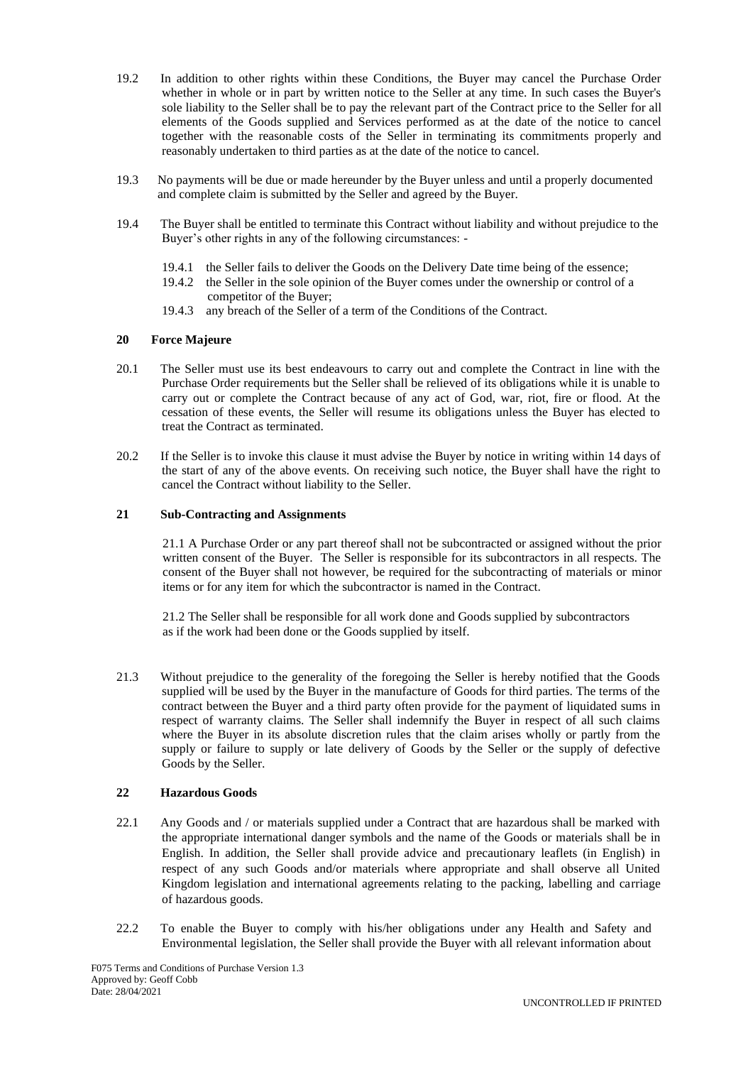19.2 In addition to other rights within these Conditions, the Buyer may cancel the Purchase Order whether in whole or in part by written notice to the Seller at any time. In such cases the Buyer's sole liability to the Seller shall be to pay the relevant part of the Contract price to the Seller for all elements of the Goods supplied and Services performed as at the date of the notice to cancel together with the reasonable costs of the Seller in terminating its commitments properly and reasonably undertaken to third parties as at the date of the notice to cancel.

19.3 No payments will be due or made hereunder by the Buyer unless and until a properly documented and complete claim is submitted by the Seller and agreed by the Buyer.

19.4 The Buyer shall be entitled to terminate this Contract without liability and without prejudice to the Buyer's other rights in any of the following circumstances: -

19.4.1 the Seller fails to deliver the Goods on the Delivery Date time being of the essence;
19.4.2 the Seller in the sole opinion of the Buyer comes under the ownership or control of a competitor of the Buyer;
19.4.3 any breach of the Seller of a term of the Conditions of the Contract.

## 20 Force Majeure

20.1 The Seller must use its best endeavours to carry out and complete the Contract in line with the Purchase Order requirements but the Seller shall be relieved of its obligations while it is unable to carry out or complete the Contract because of any act of God, war, riot, fire or flood. At the cessation of these events, the Seller will resume its obligations unless the Buyer has elected to treat the Contract as terminated.

20.2 If the Seller is to invoke this clause it must advise the Buyer by notice in writing within 14 days of the start of any of the above events. On receiving such notice, the Buyer shall have the right to cancel the Contract without liability to the Seller.

## 21 Sub-Contracting and Assignments

21.1 A Purchase Order or any part thereof shall not be subcontracted or assigned without the prior written consent of the Buyer. The Seller is responsible for its subcontractors in all respects. The consent of the Buyer shall not however, be required for the subcontracting of materials or minor items or for any item for which the subcontractor is named in the Contract.

21.2 The Seller shall be responsible for all work done and Goods supplied by subcontractors as if the work had been done or the Goods supplied by itself.

21.3 Without prejudice to the generality of the foregoing the Seller is hereby notified that the Goods supplied will be used by the Buyer in the manufacture of Goods for third parties. The terms of the contract between the Buyer and a third party often provide for the payment of liquidated sums in respect of warranty claims. The Seller shall indemnify the Buyer in respect of all such claims where the Buyer in its absolute discretion rules that the claim arises wholly or partly from the supply or failure to supply or late delivery of Goods by the Seller or the supply of defective Goods by the Seller.

## 22 Hazardous Goods

22.1 Any Goods and / or materials supplied under a Contract that are hazardous shall be marked with the appropriate international danger symbols and the name of the Goods or materials shall be in English. In addition, the Seller shall provide advice and precautionary leaflets (in English) in respect of any such Goods and/or materials where appropriate and shall observe all United Kingdom legislation and international agreements relating to the packing, labelling and carriage of hazardous goods.

22.2 To enable the Buyer to comply with his/her obligations under any Health and Safety and Environmental legislation, the Seller shall provide the Buyer with all relevant information about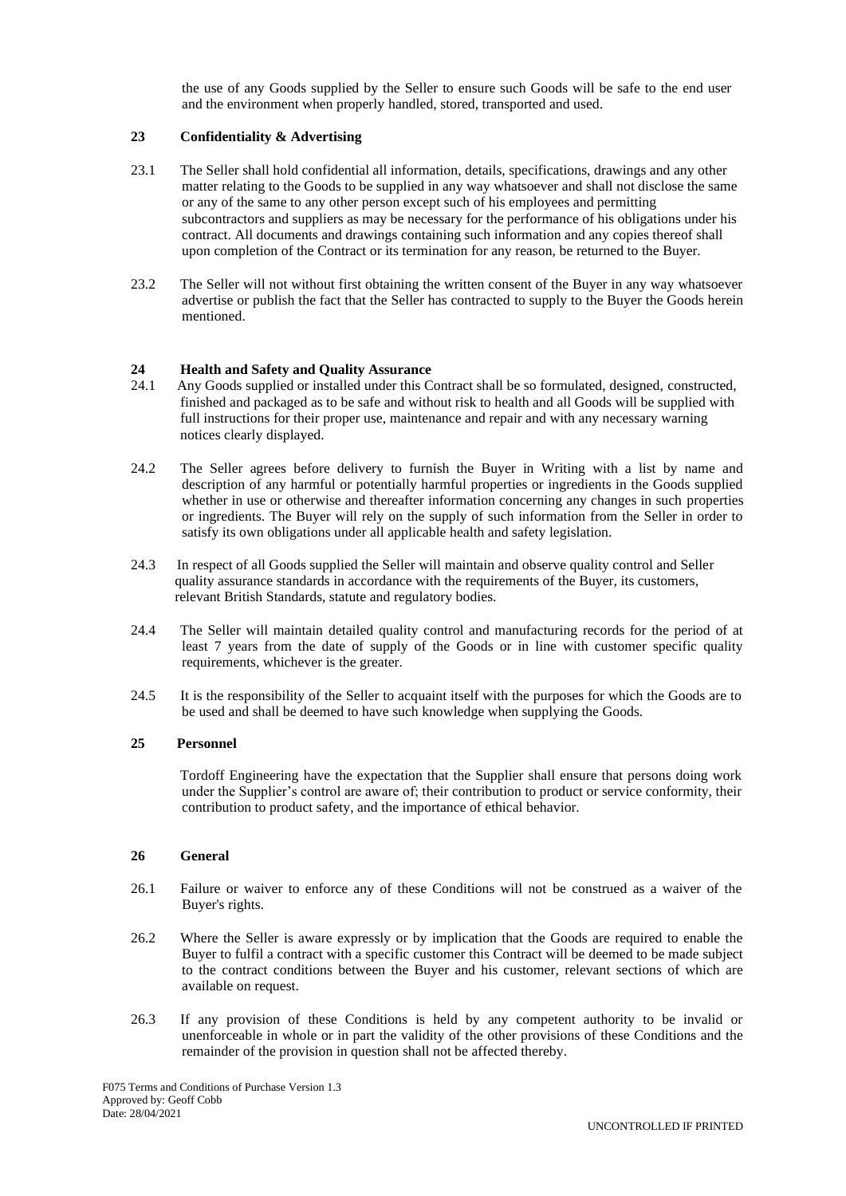the use of any Goods supplied by the Seller to ensure such Goods will be safe to the end user and the environment when properly handled, stored, transported and used.

## 23 Confidentiality & Advertising

23.1 The Seller shall hold confidential all information, details, specifications, drawings and any other matter relating to the Goods to be supplied in any way whatsoever and shall not disclose the same or any of the same to any other person except such of his employees and permitting subcontractors and suppliers as may be necessary for the performance of his obligations under his contract. All documents and drawings containing such information and any copies thereof shall upon completion of the Contract or its termination for any reason, be returned to the Buyer.

23.2 The Seller will not without first obtaining the written consent of the Buyer in any way whatsoever advertise or publish the fact that the Seller has contracted to supply to the Buyer the Goods herein mentioned.

## 24 Health and Safety and Quality Assurance

24.1 Any Goods supplied or installed under this Contract shall be so formulated, designed, constructed, finished and packaged as to be safe and without risk to health and all Goods will be supplied with full instructions for their proper use, maintenance and repair and with any necessary warning notices clearly displayed.

24.2 The Seller agrees before delivery to furnish the Buyer in Writing with a list by name and description of any harmful or potentially harmful properties or ingredients in the Goods supplied whether in use or otherwise and thereafter information concerning any changes in such properties or ingredients. The Buyer will rely on the supply of such information from the Seller in order to satisfy its own obligations under all applicable health and safety legislation.

24.3 In respect of all Goods supplied the Seller will maintain and observe quality control and Seller quality assurance standards in accordance with the requirements of the Buyer, its customers, relevant British Standards, statute and regulatory bodies.

24.4 The Seller will maintain detailed quality control and manufacturing records for the period of at least 7 years from the date of supply of the Goods or in line with customer specific quality requirements, whichever is the greater.

24.5 It is the responsibility of the Seller to acquaint itself with the purposes for which the Goods are to be used and shall be deemed to have such knowledge when supplying the Goods.

## 25 Personnel

Tordoff Engineering have the expectation that the Supplier shall ensure that persons doing work under the Supplier's control are aware of; their contribution to product or service conformity, their contribution to product safety, and the importance of ethical behavior.

## 26 General

26.1 Failure or waiver to enforce any of these Conditions will not be construed as a waiver of the Buyer's rights.

26.2 Where the Seller is aware expressly or by implication that the Goods are required to enable the Buyer to fulfil a contract with a specific customer this Contract will be deemed to be made subject to the contract conditions between the Buyer and his customer, relevant sections of which are available on request.

26.3 If any provision of these Conditions is held by any competent authority to be invalid or unenforceable in whole or in part the validity of the other provisions of these Conditions and the remainder of the provision in question shall not be affected thereby.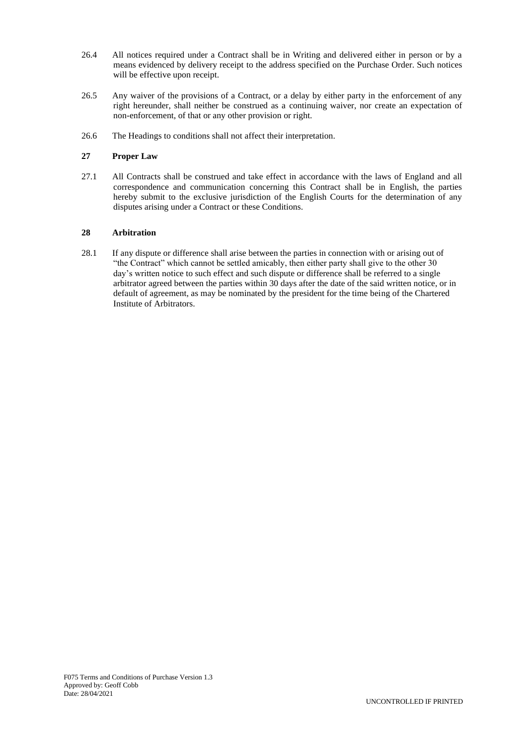26.4 All notices required under a Contract shall be in Writing and delivered either in person or by a means evidenced by delivery receipt to the address specified on the Purchase Order. Such notices will be effective upon receipt.

26.5 Any waiver of the provisions of a Contract, or a delay by either party in the enforcement of any right hereunder, shall neither be construed as a continuing waiver, nor create an expectation of non-enforcement, of that or any other provision or right.

26.6 The Headings to conditions shall not affect their interpretation.

## 27 Proper Law

27.1 All Contracts shall be construed and take effect in accordance with the laws of England and all correspondence and communication concerning this Contract shall be in English, the parties hereby submit to the exclusive jurisdiction of the English Courts for the determination of any disputes arising under a Contract or these Conditions.

## 28 Arbitration

28.1 If any dispute or difference shall arise between the parties in connection with or arising out of "the Contract" which cannot be settled amicably, then either party shall give to the other 30 day's written notice to such effect and such dispute or difference shall be referred to a single arbitrator agreed between the parties within 30 days after the date of the said written notice, or in default of agreement, as may be nominated by the president for the time being of the Chartered Institute of Arbitrators.